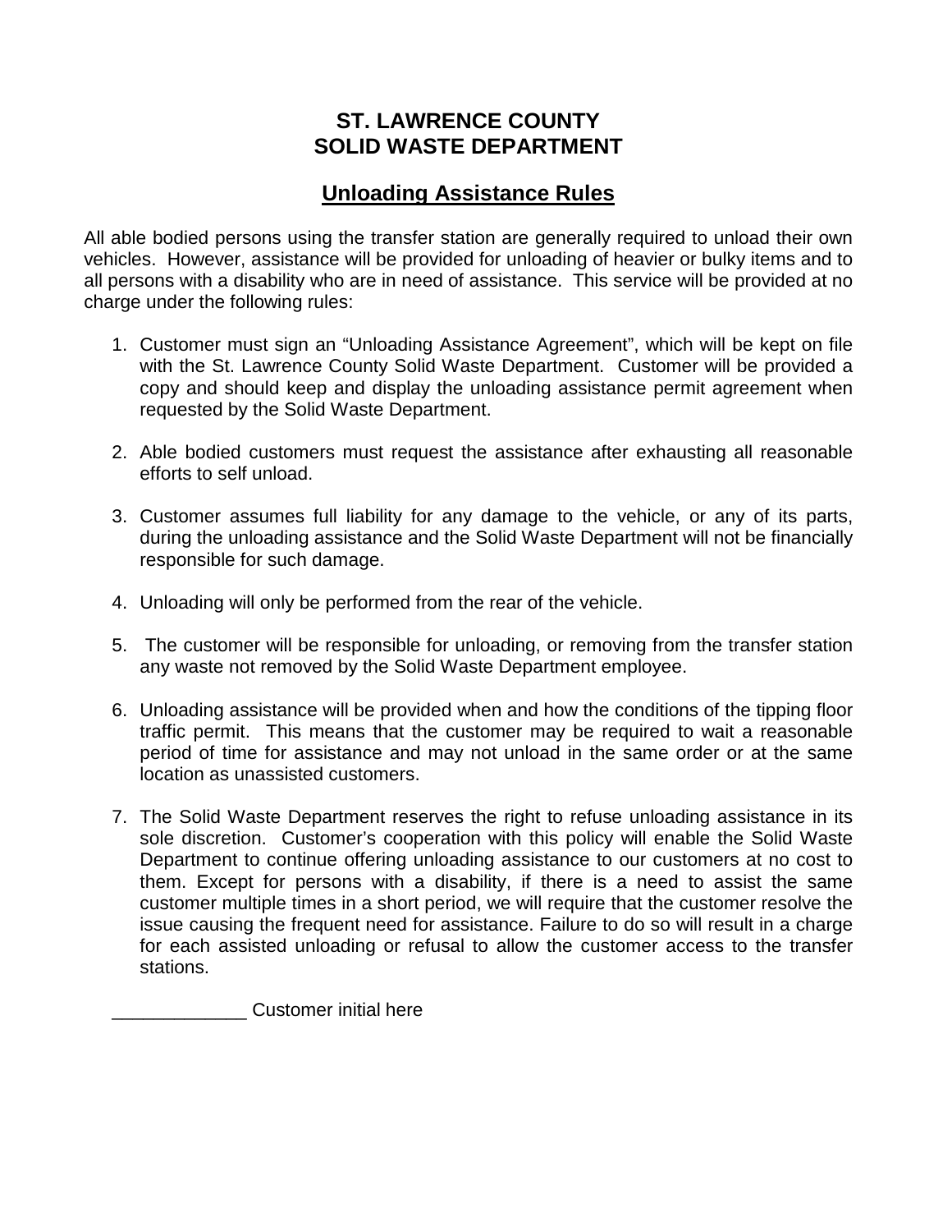# ST. LAWRENCE COUNTY
# SOLID WASTE DEPARTMENT

## Unloading Assistance Rules

All able bodied persons using the transfer station are generally required to unload their own vehicles. However, assistance will be provided for unloading of heavier or bulky items and to all persons with a disability who are in need of assistance. This service will be provided at no charge under the following rules:

1. Customer must sign an "Unloading Assistance Agreement", which will be kept on file with the St. Lawrence County Solid Waste Department. Customer will be provided a copy and should keep and display the unloading assistance permit agreement when requested by the Solid Waste Department.
2. Able bodied customers must request the assistance after exhausting all reasonable efforts to self unload.
3. Customer assumes full liability for any damage to the vehicle, or any of its parts, during the unloading assistance and the Solid Waste Department will not be financially responsible for such damage.
4. Unloading will only be performed from the rear of the vehicle.
5. The customer will be responsible for unloading, or removing from the transfer station any waste not removed by the Solid Waste Department employee.
6. Unloading assistance will be provided when and how the conditions of the tipping floor traffic permit. This means that the customer may be required to wait a reasonable period of time for assistance and may not unload in the same order or at the same location as unassisted customers.
7. The Solid Waste Department reserves the right to refuse unloading assistance in its sole discretion. Customer's cooperation with this policy will enable the Solid Waste Department to continue offering unloading assistance to our customers at no cost to them. Except for persons with a disability, if there is a need to assist the same customer multiple times in a short period, we will require that the customer resolve the issue causing the frequent need for assistance. Failure to do so will result in a charge for each assisted unloading or refusal to allow the customer access to the transfer stations.

_____________ Customer initial here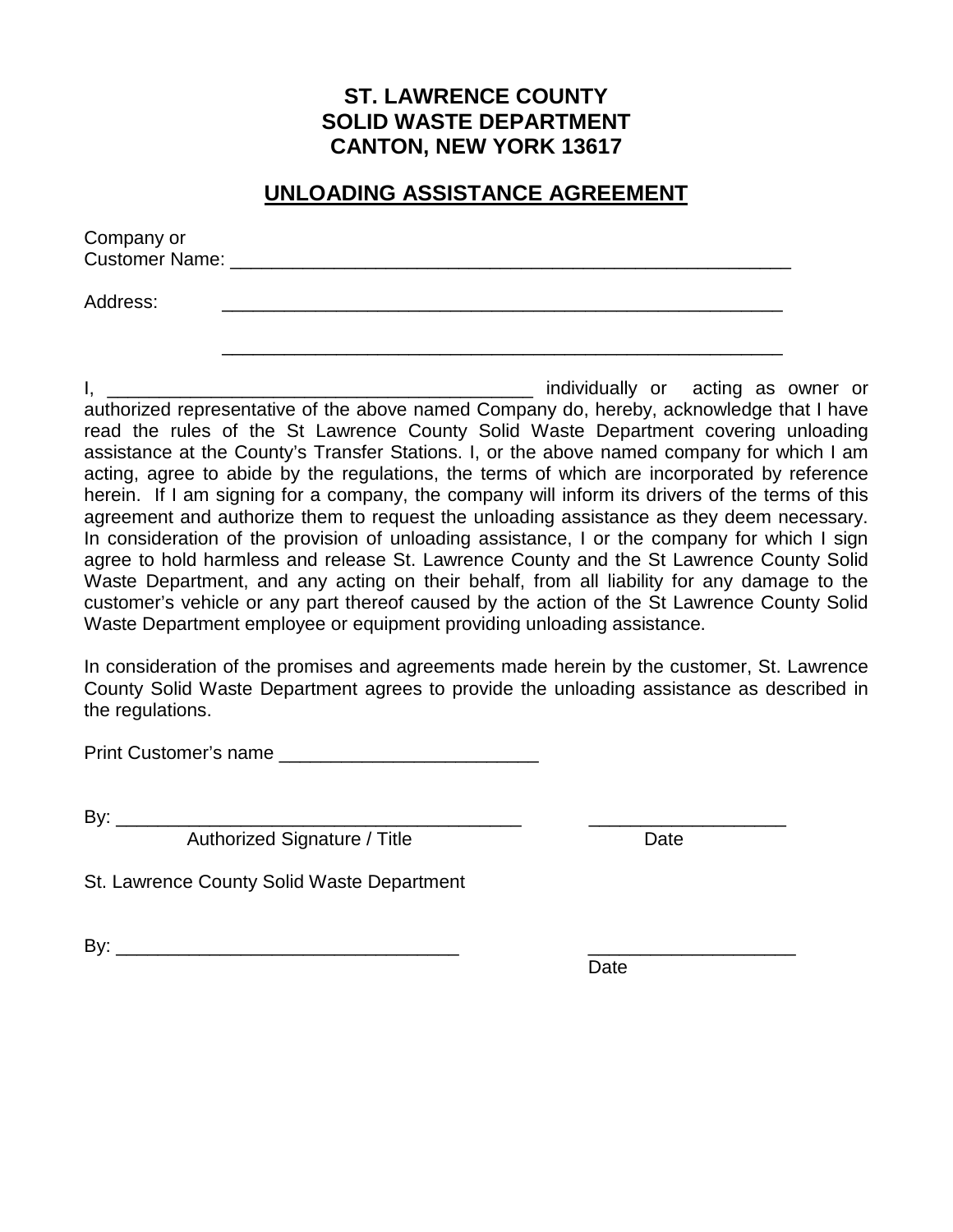# ST. LAWRENCE COUNTY
# SOLID WASTE DEPARTMENT
# CANTON, NEW YORK 13617

## UNLOADING ASSISTANCE AGREEMENT

Company or
Customer Name: ________________________________________________________

Address: ________________________________________________________

________________________________________________________

I, __________________________________________ individually or acting as owner or authorized representative of the above named Company do, hereby, acknowledge that I have read the rules of the St Lawrence County Solid Waste Department covering unloading assistance at the County's Transfer Stations. I, or the above named company for which I am acting, agree to abide by the regulations, the terms of which are incorporated by reference herein. If I am signing for a company, the company will inform its drivers of the terms of this agreement and authorize them to request the unloading assistance as they deem necessary. In consideration of the provision of unloading assistance, I or the company for which I sign agree to hold harmless and release St. Lawrence County and the St Lawrence County Solid Waste Department, and any acting on their behalf, from all liability for any damage to the customer's vehicle or any part thereof caused by the action of the St Lawrence County Solid Waste Department employee or equipment providing unloading assistance.

In consideration of the promises and agreements made herein by the customer, St. Lawrence County Solid Waste Department agrees to provide the unloading assistance as described in the regulations.

Print Customer's name _________________________

By: ________________________________________ ___________________
Authorized Signature / Title Date

St. Lawrence County Solid Waste Department

By: __________________________________ ____________________
Date